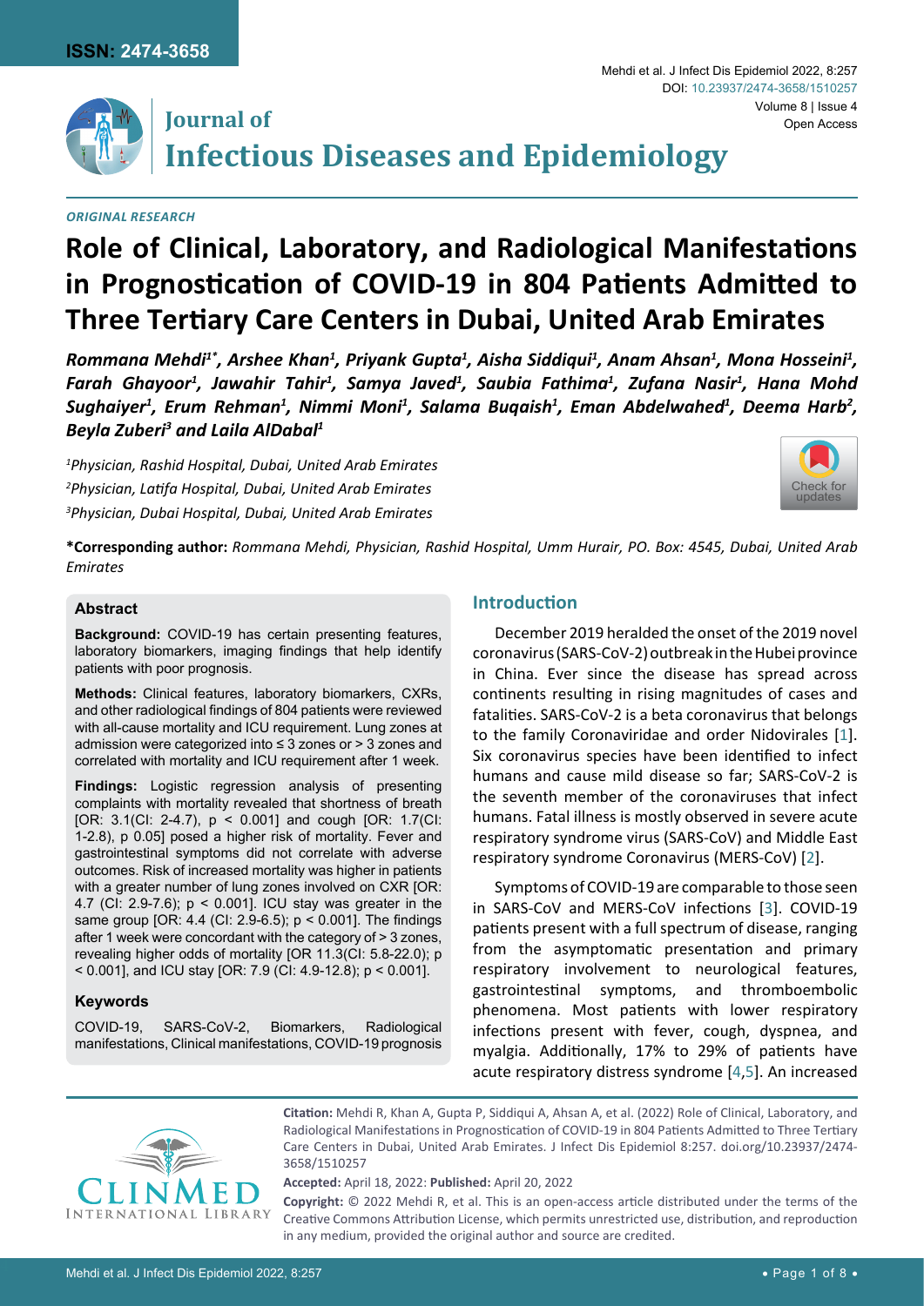ORIGINAL RESEARCH

# Role of Clinical, Laboratory, and Radiological Manifestations in Prognostication of COVID-19 in 804 Patients Admitted to Three Tertiary Care Centers in Dubai, United Arab Emirates

***Rommana Mehdi[1*], Arshee Khan[1], Priyank Gupta[1], Aisha Siddiqui[1], Anam Ahsan[1], Mona Hosseini[1], Farah Ghayoor[1], Jawahir Tahir[1], Samya Javed[1], Saubia Fathima[1], Zufana Nasir[1], Hana Mohd Sughaiyer[1], Erum Rehman[1], Nimmi Moni[1], Salama Buqaish[1], Eman Abdelwahed[1], Deema Harb[2], Beyla Zuberi[3] and Laila AlDabal[1]***

*[1]Physician, Rashid Hospital, Dubai, United Arab Emirates*
*[2]Physician, Latifa Hospital, Dubai, United Arab Emirates*
*[3]Physician, Dubai Hospital, Dubai, United Arab Emirates*

**\*Corresponding author:** *Rommana Mehdi, Physician, Rashid Hospital, Umm Hurair, PO. Box: 4545, Dubai, United Arab Emirates*

## Abstract

**Background:** COVID-19 has certain presenting features, laboratory biomarkers, imaging findings that help identify patients with poor prognosis.

**Methods:** Clinical features, laboratory biomarkers, CXRs, and other radiological findings of 804 patients were reviewed with all-cause mortality and ICU requirement. Lung zones at admission were categorized into ≤ 3 zones or > 3 zones and correlated with mortality and ICU requirement after 1 week.

**Findings:** Logistic regression analysis of presenting complaints with mortality revealed that shortness of breath [OR: 3.1(CI: 2-4.7), p < 0.001] and cough [OR: 1.7(CI: 1-2.8), p 0.05] posed a higher risk of mortality. Fever and gastrointestinal symptoms did not correlate with adverse outcomes. Risk of increased mortality was higher in patients with a greater number of lung zones involved on CXR [OR: 4.7 (CI: 2.9-7.6); p < 0.001]. ICU stay was greater in the same group [OR: 4.4 (CI: 2.9-6.5); p < 0.001]. The findings after 1 week were concordant with the category of > 3 zones, revealing higher odds of mortality [OR 11.3(CI: 5.8-22.0); p < 0.001], and ICU stay [OR: 7.9 (CI: 4.9-12.8); p < 0.001].

## Keywords

COVID-19, SARS-CoV-2, Biomarkers, Radiological manifestations, Clinical manifestations, COVID-19 prognosis

## Introduction

December 2019 heralded the onset of the 2019 novel coronavirus (SARS-CoV-2) outbreak in the Hubei province in China. Ever since the disease has spread across continents resulting in rising magnitudes of cases and fatalities. SARS-CoV-2 is a beta coronavirus that belongs to the family Coronaviridae and order Nidovirales [1]. Six coronavirus species have been identified to infect humans and cause mild disease so far; SARS-CoV-2 is the seventh member of the coronaviruses that infect humans. Fatal illness is mostly observed in severe acute respiratory syndrome virus (SARS-CoV) and Middle East respiratory syndrome Coronavirus (MERS-CoV) [2].

Symptoms of COVID-19 are comparable to those seen in SARS-CoV and MERS-CoV infections [3]. COVID-19 patients present with a full spectrum of disease, ranging from the asymptomatic presentation and primary respiratory involvement to neurological features, gastrointestinal symptoms, and thromboembolic phenomena. Most patients with lower respiratory infections present with fever, cough, dyspnea, and myalgia. Additionally, 17% to 29% of patients have acute respiratory distress syndrome [4,5]. An increased

**Citation:** Mehdi R, Khan A, Gupta P, Siddiqui A, Ahsan A, et al. (2022) Role of Clinical, Laboratory, and Radiological Manifestations in Prognostication of COVID-19 in 804 Patients Admitted to Three Tertiary Care Centers in Dubai, United Arab Emirates. J Infect Dis Epidemiol 8:257. doi.org/10.23937/2474-3658/1510257

**Accepted:** April 18, 2022: **Published:** April 20, 2022

**Copyright:** © 2022 Mehdi R, et al. This is an open-access article distributed under the terms of the Creative Commons Attribution License, which permits unrestricted use, distribution, and reproduction in any medium, provided the original author and source are credited.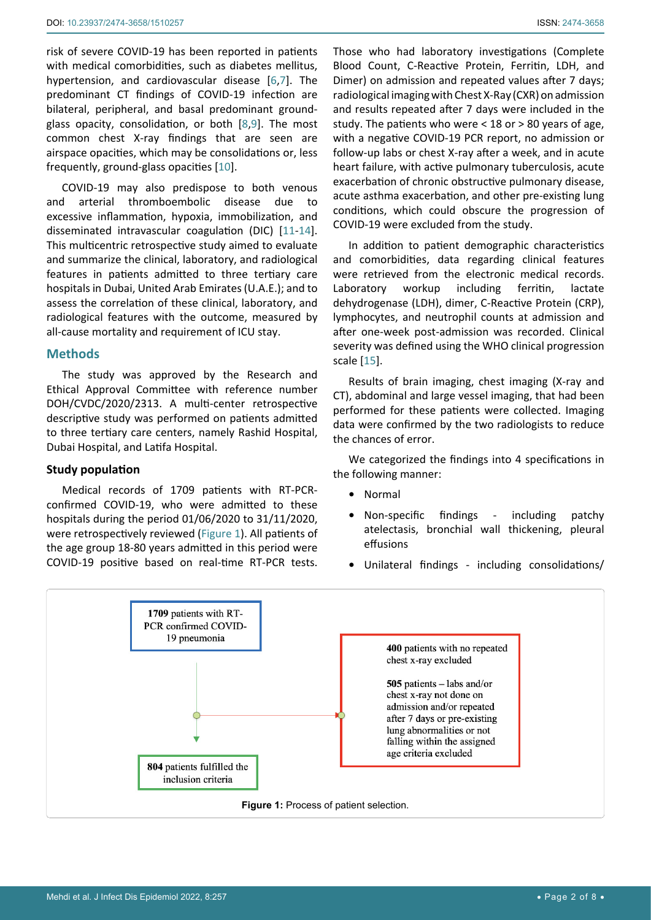risk of severe COVID-19 has been reported in patients with medical comorbidities, such as diabetes mellitus, hypertension, and cardiovascular disease [6,7]. The predominant CT findings of COVID-19 infection are bilateral, peripheral, and basal predominant ground-glass opacity, consolidation, or both [8,9]. The most common chest X-ray findings that are seen are airspace opacities, which may be consolidations or, less frequently, ground-glass opacities [10].

COVID-19 may also predispose to both venous and arterial thromboembolic disease due to excessive inflammation, hypoxia, immobilization, and disseminated intravascular coagulation (DIC) [11-14]. This multicentric retrospective study aimed to evaluate and summarize the clinical, laboratory, and radiological features in patients admitted to three tertiary care hospitals in Dubai, United Arab Emirates (U.A.E.); and to assess the correlation of these clinical, laboratory, and radiological features with the outcome, measured by all-cause mortality and requirement of ICU stay.

## Methods

The study was approved by the Research and Ethical Approval Committee with reference number DOH/CVDC/2020/2313. A multi-center retrospective descriptive study was performed on patients admitted to three tertiary care centers, namely Rashid Hospital, Dubai Hospital, and Latifa Hospital.

### Study population

Medical records of 1709 patients with RT-PCR-confirmed COVID-19, who were admitted to these hospitals during the period 01/06/2020 to 31/11/2020, were retrospectively reviewed (Figure 1). All patients of the age group 18-80 years admitted in this period were COVID-19 positive based on real-time RT-PCR tests. Those who had laboratory investigations (Complete Blood Count, C-Reactive Protein, Ferritin, LDH, and Dimer) on admission and repeated values after 7 days; radiological imaging with Chest X-Ray (CXR) on admission and results repeated after 7 days were included in the study. The patients who were < 18 or > 80 years of age, with a negative COVID-19 PCR report, no admission or follow-up labs or chest X-ray after a week, and in acute heart failure, with active pulmonary tuberculosis, acute exacerbation of chronic obstructive pulmonary disease, acute asthma exacerbation, and other pre-existing lung conditions, which could obscure the progression of COVID-19 were excluded from the study.

In addition to patient demographic characteristics and comorbidities, data regarding clinical features were retrieved from the electronic medical records. Laboratory workup including ferritin, lactate dehydrogenase (LDH), dimer, C-Reactive Protein (CRP), lymphocytes, and neutrophil counts at admission and after one-week post-admission was recorded. Clinical severity was defined using the WHO clinical progression scale [15].

Results of brain imaging, chest imaging (X-ray and CT), abdominal and large vessel imaging, that had been performed for these patients were collected. Imaging data were confirmed by the two radiologists to reduce the chances of error.

We categorized the findings into 4 specifications in the following manner:

- Normal
- Non-specific findings - including patchy atelectasis, bronchial wall thickening, pleural effusions
- Unilateral findings - including consolidations/

**1709** patients with RT-PCR confirmed COVID-19 pneumonia

**400** patients with no repeated chest x-ray excluded

**505** patients – labs and/or chest x-ray not done on admission and/or repeated after 7 days or pre-existing lung abnormalities or not falling within the assigned age criteria excluded

**804** patients fulfilled the inclusion criteria

**Figure 1:** Process of patient selection.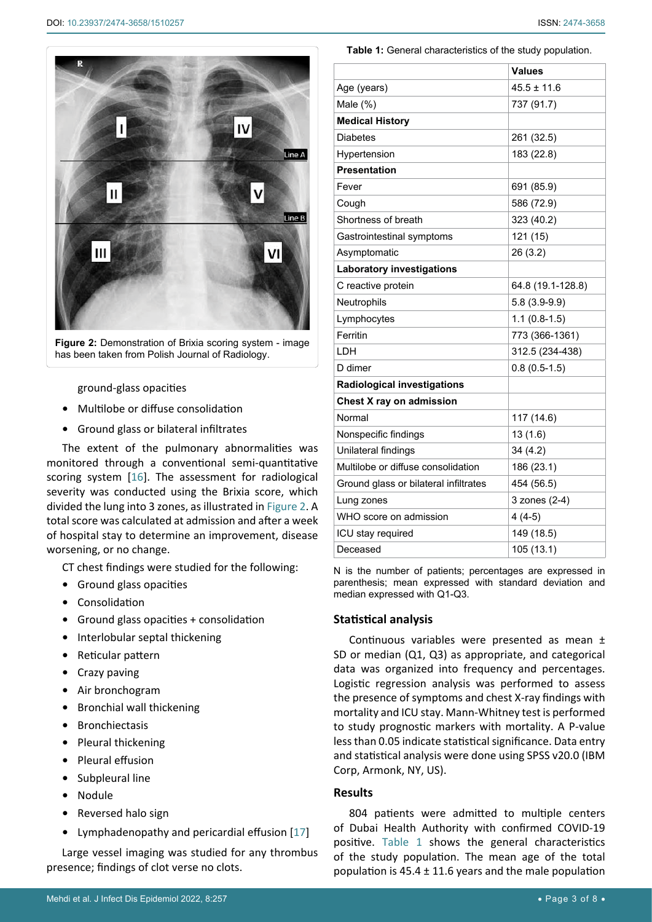Figure 2: Demonstration of Brixia scoring system - image has been taken from Polish Journal of Radiology.

ground-glass opacities

- Multilobe or diffuse consolidation
- Ground glass or bilateral infiltrates

The extent of the pulmonary abnormalities was monitored through a conventional semi-quantitative scoring system [16]. The assessment for radiological severity was conducted using the Brixia score, which divided the lung into 3 zones, as illustrated in Figure 2. A total score was calculated at admission and after a week of hospital stay to determine an improvement, disease worsening, or no change.

CT chest findings were studied for the following:

- Ground glass opacities
- Consolidation
- Ground glass opacities + consolidation
- Interlobular septal thickening
- Reticular pattern
- Crazy paving
- Air bronchogram
- Bronchial wall thickening
- Bronchiectasis
- Pleural thickening
- Pleural effusion
- Subpleural line
- Nodule
- Reversed halo sign
- Lymphadenopathy and pericardial effusion [17]

Large vessel imaging was studied for any thrombus presence; findings of clot verse no clots.

**Table 1:** General characteristics of the study population.

| | **Values** |
|---|---|
| Age (years) | 45.5 ± 11.6 |
| Male (%) | 737 (91.7) |
| **Medical History** | |
| Diabetes | 261 (32.5) |
| Hypertension | 183 (22.8) |
| **Presentation** | |
| Fever | 691 (85.9) |
| Cough | 586 (72.9) |
| Shortness of breath | 323 (40.2) |
| Gastrointestinal symptoms | 121 (15) |
| Asymptomatic | 26 (3.2) |
| **Laboratory investigations** | |
| C reactive protein | 64.8 (19.1-128.8) |
| Neutrophils | 5.8 (3.9-9.9) |
| Lymphocytes | 1.1 (0.8-1.5) |
| Ferritin | 773 (366-1361) |
| LDH | 312.5 (234-438) |
| D dimer | 0.8 (0.5-1.5) |
| **Radiological investigations** | |
| **Chest X ray on admission** | |
| Normal | 117 (14.6) |
| Nonspecific findings | 13 (1.6) |
| Unilateral findings | 34 (4.2) |
| Multilobe or diffuse consolidation | 186 (23.1) |
| Ground glass or bilateral infiltrates | 454 (56.5) |
| Lung zones | 3 zones (2-4) |
| WHO score on admission | 4 (4-5) |
| ICU stay required | 149 (18.5) |
| Deceased | 105 (13.1) |

N is the number of patients; percentages are expressed in parenthesis; mean expressed with standard deviation and median expressed with Q1-Q3.

## Statistical analysis

Continuous variables were presented as mean ± SD or median (Q1, Q3) as appropriate, and categorical data was organized into frequency and percentages. Logistic regression analysis was performed to assess the presence of symptoms and chest X-ray findings with mortality and ICU stay. Mann-Whitney test is performed to study prognostic markers with mortality. A P-value less than 0.05 indicate statistical significance. Data entry and statistical analysis were done using SPSS v20.0 (IBM Corp, Armonk, NY, US).

## Results

804 patients were admitted to multiple centers of Dubai Health Authority with confirmed COVID-19 positive. Table 1 shows the general characteristics of the study population. The mean age of the total population is 45.4 ± 11.6 years and the male population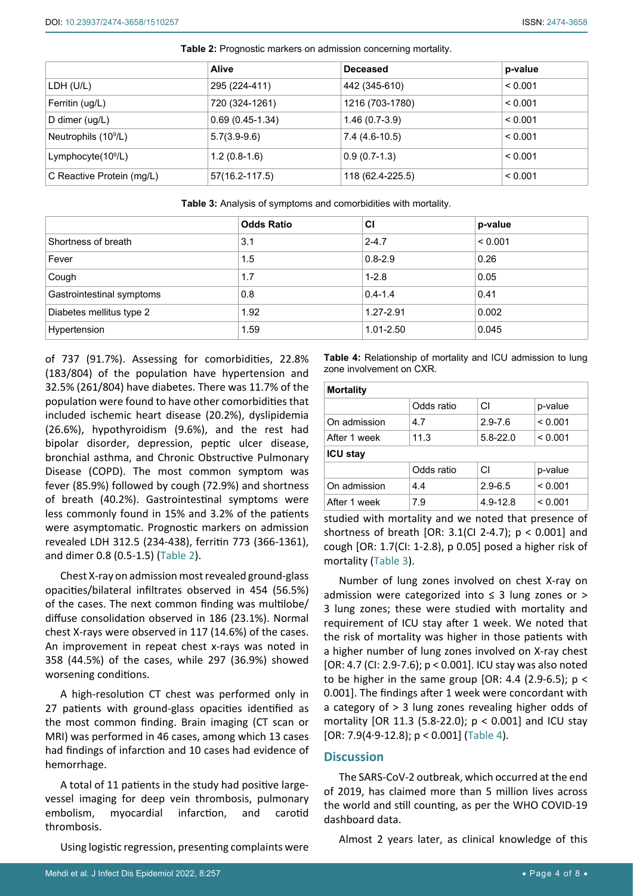**Table 2:** Prognostic markers on admission concerning mortality.

| | Alive | Deceased | p-value |
|---|---|---|---|
| LDH (U/L) | 295 (224-411) | 442 (345-610) | < 0.001 |
| Ferritin (ug/L) | 720 (324-1261) | 1216 (703-1780) | < 0.001 |
| D dimer (ug/L) | 0.69 (0.45-1.34) | 1.46 (0.7-3.9) | < 0.001 |
| Neutrophils ($10^9$/L) | 5.7(3.9-9.6) | 7.4 (4.6-10.5) | < 0.001 |
| Lymphocyte($10^9$/L) | 1.2 (0.8-1.6) | 0.9 (0.7-1.3) | < 0.001 |
| C Reactive Protein (mg/L) | 57(16.2-117.5) | 118 (62.4-225.5) | < 0.001 |

**Table 3:** Analysis of symptoms and comorbidities with mortality.

| | Odds Ratio | CI | p-value |
|---|---|---|---|
| Shortness of breath | 3.1 | 2-4.7 | < 0.001 |
| Fever | 1.5 | 0.8-2.9 | 0.26 |
| Cough | 1.7 | 1-2.8 | 0.05 |
| Gastrointestinal symptoms | 0.8 | 0.4-1.4 | 0.41 |
| Diabetes mellitus type 2 | 1.92 | 1.27-2.91 | 0.002 |
| Hypertension | 1.59 | 1.01-2.50 | 0.045 |

of 737 (91.7%). Assessing for comorbidities, 22.8% (183/804) of the population have hypertension and 32.5% (261/804) have diabetes. There was 11.7% of the population were found to have other comorbidities that included ischemic heart disease (20.2%), dyslipidemia (26.6%), hypothyroidism (9.6%), and the rest had bipolar disorder, depression, peptic ulcer disease, bronchial asthma, and Chronic Obstructive Pulmonary Disease (COPD). The most common symptom was fever (85.9%) followed by cough (72.9%) and shortness of breath (40.2%). Gastrointestinal symptoms were less commonly found in 15% and 3.2% of the patients were asymptomatic. Prognostic markers on admission revealed LDH 312.5 (234-438), ferritin 773 (366-1361), and dimer 0.8 (0.5-1.5) (Table 2).

Chest X-ray on admission most revealed ground-glass opacities/bilateral infiltrates observed in 454 (56.5%) of the cases. The next common finding was multilobe/diffuse consolidation observed in 186 (23.1%). Normal chest X-rays were observed in 117 (14.6%) of the cases. An improvement in repeat chest x-rays was noted in 358 (44.5%) of the cases, while 297 (36.9%) showed worsening conditions.

A high-resolution CT chest was performed only in 27 patients with ground-glass opacities identified as the most common finding. Brain imaging (CT scan or MRI) was performed in 46 cases, among which 13 cases had findings of infarction and 10 cases had evidence of hemorrhage.

A total of 11 patients in the study had positive large-vessel imaging for deep vein thrombosis, pulmonary embolism, myocardial infarction, and carotid thrombosis.

Using logistic regression, presenting complaints were studied with mortality and we noted that presence of shortness of breath [OR: 3.1(CI 2-4.7); p < 0.001] and cough [OR: 1.7(CI: 1-2.8), p 0.05] posed a higher risk of mortality (Table 3).

**Table 4:** Relationship of mortality and ICU admission to lung zone involvement on CXR.

| **Mortality** | | | |
|---|---|---|---|
| | Odds ratio | CI | p-value |
| On admission | 4.7 | 2.9-7.6 | < 0.001 |
| After 1 week | 11.3 | 5.8-22.0 | < 0.001 |
| **ICU stay** | | | |
| | Odds ratio | CI | p-value |
| On admission | 4.4 | 2.9-6.5 | < 0.001 |
| After 1 week | 7.9 | 4.9-12.8 | < 0.001 |

Number of lung zones involved on chest X-ray on admission were categorized into ≤ 3 lung zones or > 3 lung zones; these were studied with mortality and requirement of ICU stay after 1 week. We noted that the risk of mortality was higher in those patients with a higher number of lung zones involved on X-ray chest [OR: 4.7 (CI: 2.9-7.6); p < 0.001]. ICU stay was also noted to be higher in the same group [OR: 4.4 (2.9-6.5); p < 0.001]. The findings after 1 week were concordant with a category of > 3 lung zones revealing higher odds of mortality [OR 11.3 (5.8-22.0); p < 0.001] and ICU stay [OR: 7.9(4·9-12.8); p < 0.001] (Table 4).

## Discussion

The SARS-CoV-2 outbreak, which occurred at the end of 2019, has claimed more than 5 million lives across the world and still counting, as per the WHO COVID-19 dashboard data.

Almost 2 years later, as clinical knowledge of this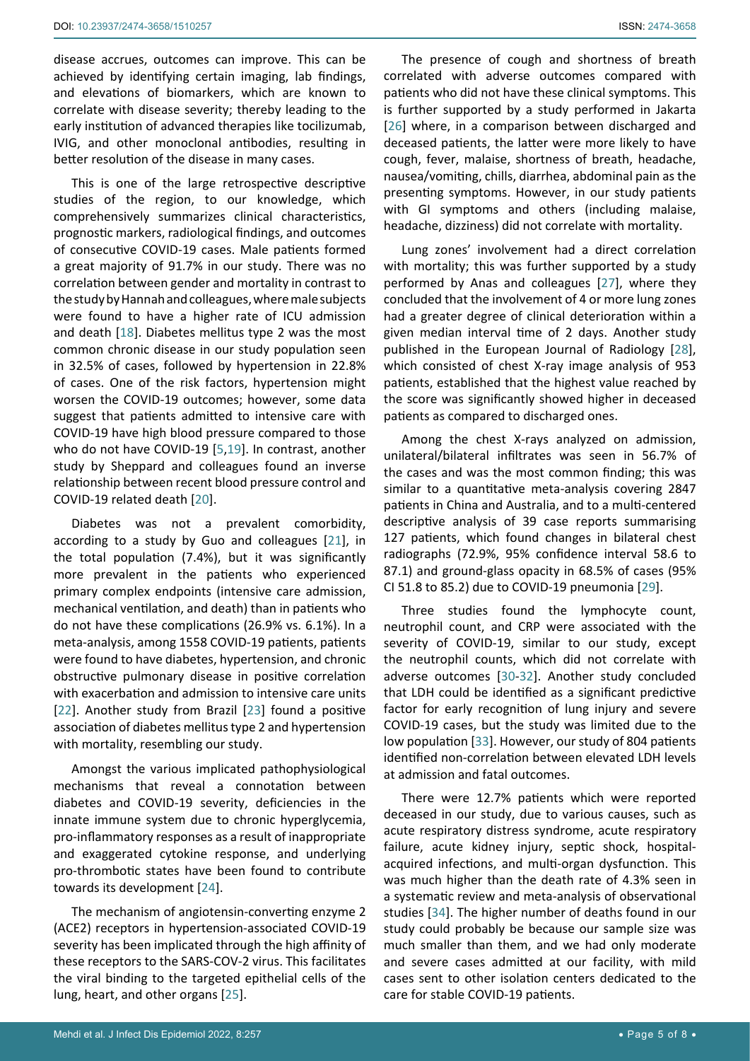disease accrues, outcomes can improve. This can be achieved by identifying certain imaging, lab findings, and elevations of biomarkers, which are known to correlate with disease severity; thereby leading to the early institution of advanced therapies like tocilizumab, IVIG, and other monoclonal antibodies, resulting in better resolution of the disease in many cases.

This is one of the large retrospective descriptive studies of the region, to our knowledge, which comprehensively summarizes clinical characteristics, prognostic markers, radiological findings, and outcomes of consecutive COVID-19 cases. Male patients formed a great majority of 91.7% in our study. There was no correlation between gender and mortality in contrast to the study by Hannah and colleagues, where male subjects were found to have a higher rate of ICU admission and death [18]. Diabetes mellitus type 2 was the most common chronic disease in our study population seen in 32.5% of cases, followed by hypertension in 22.8% of cases. One of the risk factors, hypertension might worsen the COVID-19 outcomes; however, some data suggest that patients admitted to intensive care with COVID-19 have high blood pressure compared to those who do not have COVID-19 [5,19]. In contrast, another study by Sheppard and colleagues found an inverse relationship between recent blood pressure control and COVID-19 related death [20].

Diabetes was not a prevalent comorbidity, according to a study by Guo and colleagues [21], in the total population (7.4%), but it was significantly more prevalent in the patients who experienced primary complex endpoints (intensive care admission, mechanical ventilation, and death) than in patients who do not have these complications (26.9% vs. 6.1%). In a meta-analysis, among 1558 COVID-19 patients, patients were found to have diabetes, hypertension, and chronic obstructive pulmonary disease in positive correlation with exacerbation and admission to intensive care units [22]. Another study from Brazil [23] found a positive association of diabetes mellitus type 2 and hypertension with mortality, resembling our study.

Amongst the various implicated pathophysiological mechanisms that reveal a connotation between diabetes and COVID-19 severity, deficiencies in the innate immune system due to chronic hyperglycemia, pro-inflammatory responses as a result of inappropriate and exaggerated cytokine response, and underlying pro-thrombotic states have been found to contribute towards its development [24].

The mechanism of angiotensin-converting enzyme 2 (ACE2) receptors in hypertension-associated COVID-19 severity has been implicated through the high affinity of these receptors to the SARS-COV-2 virus. This facilitates the viral binding to the targeted epithelial cells of the lung, heart, and other organs [25].

The presence of cough and shortness of breath correlated with adverse outcomes compared with patients who did not have these clinical symptoms. This is further supported by a study performed in Jakarta [26] where, in a comparison between discharged and deceased patients, the latter were more likely to have cough, fever, malaise, shortness of breath, headache, nausea/vomiting, chills, diarrhea, abdominal pain as the presenting symptoms. However, in our study patients with GI symptoms and others (including malaise, headache, dizziness) did not correlate with mortality.

Lung zones' involvement had a direct correlation with mortality; this was further supported by a study performed by Anas and colleagues [27], where they concluded that the involvement of 4 or more lung zones had a greater degree of clinical deterioration within a given median interval time of 2 days. Another study published in the European Journal of Radiology [28], which consisted of chest X-ray image analysis of 953 patients, established that the highest value reached by the score was significantly showed higher in deceased patients as compared to discharged ones.

Among the chest X-rays analyzed on admission, unilateral/bilateral infiltrates was seen in 56.7% of the cases and was the most common finding; this was similar to a quantitative meta-analysis covering 2847 patients in China and Australia, and to a multi-centered descriptive analysis of 39 case reports summarising 127 patients, which found changes in bilateral chest radiographs (72.9%, 95% confidence interval 58.6 to 87.1) and ground-glass opacity in 68.5% of cases (95% CI 51.8 to 85.2) due to COVID-19 pneumonia [29].

Three studies found the lymphocyte count, neutrophil count, and CRP were associated with the severity of COVID-19, similar to our study, except the neutrophil counts, which did not correlate with adverse outcomes [30-32]. Another study concluded that LDH could be identified as a significant predictive factor for early recognition of lung injury and severe COVID-19 cases, but the study was limited due to the low population [33]. However, our study of 804 patients identified non-correlation between elevated LDH levels at admission and fatal outcomes.

There were 12.7% patients which were reported deceased in our study, due to various causes, such as acute respiratory distress syndrome, acute respiratory failure, acute kidney injury, septic shock, hospital-acquired infections, and multi-organ dysfunction. This was much higher than the death rate of 4.3% seen in a systematic review and meta-analysis of observational studies [34]. The higher number of deaths found in our study could probably be because our sample size was much smaller than them, and we had only moderate and severe cases admitted at our facility, with mild cases sent to other isolation centers dedicated to the care for stable COVID-19 patients.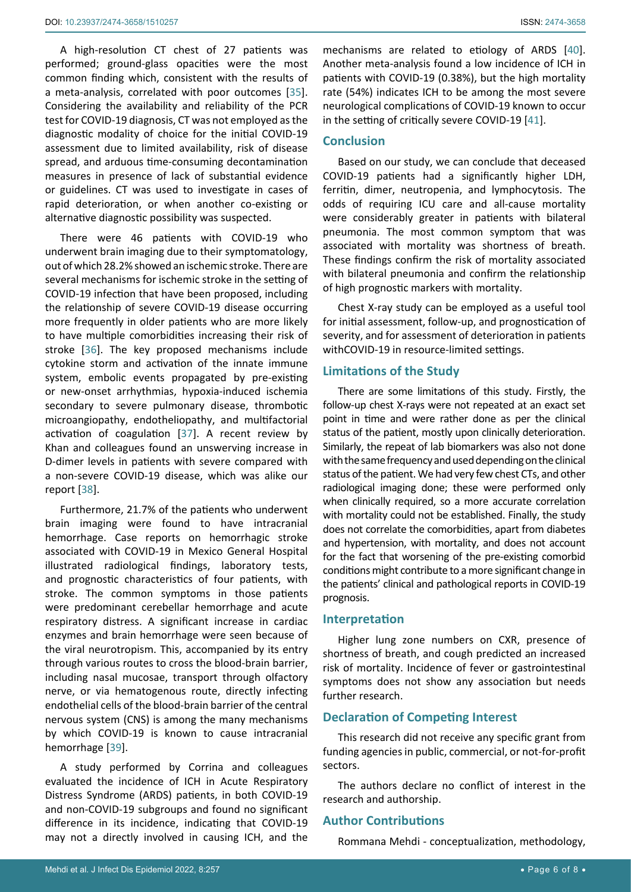A high-resolution CT chest of 27 patients was performed; ground-glass opacities were the most common finding which, consistent with the results of a meta-analysis, correlated with poor outcomes [35]. Considering the availability and reliability of the PCR test for COVID-19 diagnosis, CT was not employed as the diagnostic modality of choice for the initial COVID-19 assessment due to limited availability, risk of disease spread, and arduous time-consuming decontamination measures in presence of lack of substantial evidence or guidelines. CT was used to investigate in cases of rapid deterioration, or when another co-existing or alternative diagnostic possibility was suspected.

There were 46 patients with COVID-19 who underwent brain imaging due to their symptomatology, out of which 28.2% showed an ischemic stroke. There are several mechanisms for ischemic stroke in the setting of COVID-19 infection that have been proposed, including the relationship of severe COVID-19 disease occurring more frequently in older patients who are more likely to have multiple comorbidities increasing their risk of stroke [36]. The key proposed mechanisms include cytokine storm and activation of the innate immune system, embolic events propagated by pre-existing or new-onset arrhythmias, hypoxia-induced ischemia secondary to severe pulmonary disease, thrombotic microangiopathy, endotheliopathy, and multifactorial activation of coagulation [37]. A recent review by Khan and colleagues found an unswerving increase in D-dimer levels in patients with severe compared with a non-severe COVID-19 disease, which was alike our report [38].

Furthermore, 21.7% of the patients who underwent brain imaging were found to have intracranial hemorrhage. Case reports on hemorrhagic stroke associated with COVID-19 in Mexico General Hospital illustrated radiological findings, laboratory tests, and prognostic characteristics of four patients, with stroke. The common symptoms in those patients were predominant cerebellar hemorrhage and acute respiratory distress. A significant increase in cardiac enzymes and brain hemorrhage were seen because of the viral neurotropism. This, accompanied by its entry through various routes to cross the blood-brain barrier, including nasal mucosae, transport through olfactory nerve, or via hematogenous route, directly infecting endothelial cells of the blood-brain barrier of the central nervous system (CNS) is among the many mechanisms by which COVID-19 is known to cause intracranial hemorrhage [39].

A study performed by Corrina and colleagues evaluated the incidence of ICH in Acute Respiratory Distress Syndrome (ARDS) patients, in both COVID-19 and non-COVID-19 subgroups and found no significant difference in its incidence, indicating that COVID-19 may not a directly involved in causing ICH, and the mechanisms are related to etiology of ARDS [40]. Another meta-analysis found a low incidence of ICH in patients with COVID-19 (0.38%), but the high mortality rate (54%) indicates ICH to be among the most severe neurological complications of COVID-19 known to occur in the setting of critically severe COVID-19 [41].

## Conclusion

Based on our study, we can conclude that deceased COVID-19 patients had a significantly higher LDH, ferritin, dimer, neutropenia, and lymphocytosis. The odds of requiring ICU care and all-cause mortality were considerably greater in patients with bilateral pneumonia. The most common symptom that was associated with mortality was shortness of breath. These findings confirm the risk of mortality associated with bilateral pneumonia and confirm the relationship of high prognostic markers with mortality.

Chest X-ray study can be employed as a useful tool for initial assessment, follow-up, and prognostication of severity, and for assessment of deterioration in patients withCOVID-19 in resource-limited settings.

## Limitations of the Study

There are some limitations of this study. Firstly, the follow-up chest X-rays were not repeated at an exact set point in time and were rather done as per the clinical status of the patient, mostly upon clinically deterioration. Similarly, the repeat of lab biomarkers was also not done with the same frequency and used depending on the clinical status of the patient. We had very few chest CTs, and other radiological imaging done; these were performed only when clinically required, so a more accurate correlation with mortality could not be established. Finally, the study does not correlate the comorbidities, apart from diabetes and hypertension, with mortality, and does not account for the fact that worsening of the pre-existing comorbid conditions might contribute to a more significant change in the patients' clinical and pathological reports in COVID-19 prognosis.

## Interpretation

Higher lung zone numbers on CXR, presence of shortness of breath, and cough predicted an increased risk of mortality. Incidence of fever or gastrointestinal symptoms does not show any association but needs further research.

## Declaration of Competing Interest

This research did not receive any specific grant from funding agencies in public, commercial, or not-for-profit sectors.

The authors declare no conflict of interest in the research and authorship.

## Author Contributions

Rommana Mehdi - conceptualization, methodology,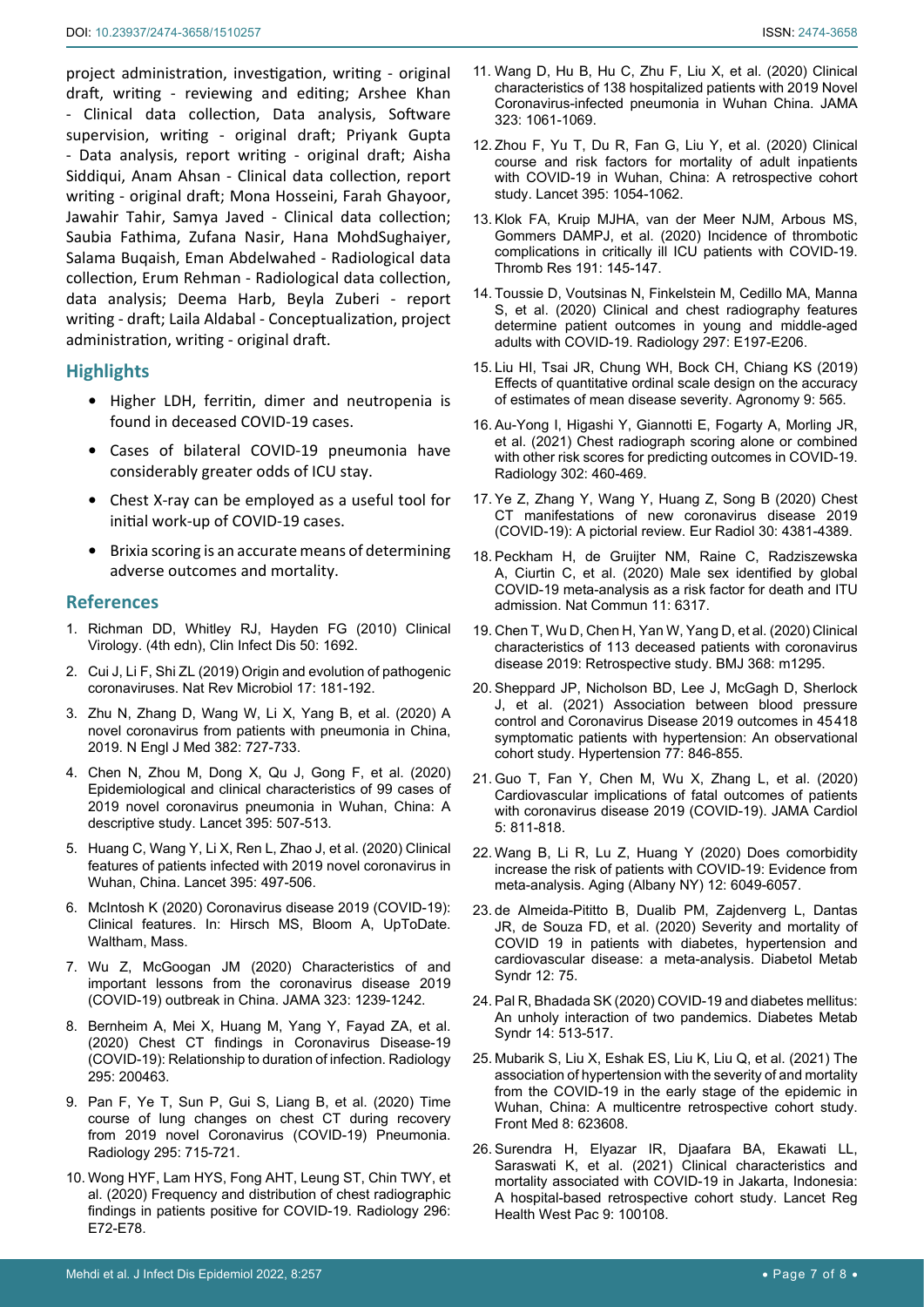project administration, investigation, writing - original draft, writing - reviewing and editing; Arshee Khan - Clinical data collection, Data analysis, Software supervision, writing - original draft; Priyank Gupta - Data analysis, report writing - original draft; Aisha Siddiqui, Anam Ahsan - Clinical data collection, report writing - original draft; Mona Hosseini, Farah Ghayoor, Jawahir Tahir, Samya Javed - Clinical data collection; Saubia Fathima, Zufana Nasir, Hana MohdSughaiyer, Salama Buqaish, Eman Abdelwahed - Radiological data collection, Erum Rehman - Radiological data collection, data analysis; Deema Harb, Beyla Zuberi - report writing - draft; Laila Aldabal - Conceptualization, project administration, writing - original draft.

## Highlights

- Higher LDH, ferritin, dimer and neutropenia is found in deceased COVID-19 cases.
- Cases of bilateral COVID-19 pneumonia have considerably greater odds of ICU stay.
- Chest X-ray can be employed as a useful tool for initial work-up of COVID-19 cases.
- Brixia scoring is an accurate means of determining adverse outcomes and mortality.

## References

1. Richman DD, Whitley RJ, Hayden FG (2010) Clinical Virology. (4th edn), Clin Infect Dis 50: 1692.
2. Cui J, Li F, Shi ZL (2019) Origin and evolution of pathogenic coronaviruses. Nat Rev Microbiol 17: 181-192.
3. Zhu N, Zhang D, Wang W, Li X, Yang B, et al. (2020) A novel coronavirus from patients with pneumonia in China, 2019. N Engl J Med 382: 727-733.
4. Chen N, Zhou M, Dong X, Qu J, Gong F, et al. (2020) Epidemiological and clinical characteristics of 99 cases of 2019 novel coronavirus pneumonia in Wuhan, China: A descriptive study. Lancet 395: 507-513.
5. Huang C, Wang Y, Li X, Ren L, Zhao J, et al. (2020) Clinical features of patients infected with 2019 novel coronavirus in Wuhan, China. Lancet 395: 497-506.
6. McIntosh K (2020) Coronavirus disease 2019 (COVID-19): Clinical features. In: Hirsch MS, Bloom A, UpToDate. Waltham, Mass.
7. Wu Z, McGoogan JM (2020) Characteristics of and important lessons from the coronavirus disease 2019 (COVID-19) outbreak in China. JAMA 323: 1239-1242.
8. Bernheim A, Mei X, Huang M, Yang Y, Fayad ZA, et al. (2020) Chest CT findings in Coronavirus Disease-19 (COVID-19): Relationship to duration of infection. Radiology 295: 200463.
9. Pan F, Ye T, Sun P, Gui S, Liang B, et al. (2020) Time course of lung changes on chest CT during recovery from 2019 novel Coronavirus (COVID-19) Pneumonia. Radiology 295: 715-721.
10. Wong HYF, Lam HYS, Fong AHT, Leung ST, Chin TWY, et al. (2020) Frequency and distribution of chest radiographic findings in patients positive for COVID-19. Radiology 296: E72-E78.
11. Wang D, Hu B, Hu C, Zhu F, Liu X, et al. (2020) Clinical characteristics of 138 hospitalized patients with 2019 Novel Coronavirus-infected pneumonia in Wuhan China. JAMA 323: 1061-1069.
12. Zhou F, Yu T, Du R, Fan G, Liu Y, et al. (2020) Clinical course and risk factors for mortality of adult inpatients with COVID-19 in Wuhan, China: A retrospective cohort study. Lancet 395: 1054-1062.
13. Klok FA, Kruip MJHA, van der Meer NJM, Arbous MS, Gommers DAMPJ, et al. (2020) Incidence of thrombotic complications in critically ill ICU patients with COVID-19. Thromb Res 191: 145-147.
14. Toussie D, Voutsinas N, Finkelstein M, Cedillo MA, Manna S, et al. (2020) Clinical and chest radiography features determine patient outcomes in young and middle-aged adults with COVID-19. Radiology 297: E197-E206.
15. Liu HI, Tsai JR, Chung WH, Bock CH, Chiang KS (2019) Effects of quantitative ordinal scale design on the accuracy of estimates of mean disease severity. Agronomy 9: 565.
16. Au-Yong I, Higashi Y, Giannotti E, Fogarty A, Morling JR, et al. (2021) Chest radiograph scoring alone or combined with other risk scores for predicting outcomes in COVID-19. Radiology 302: 460-469.
17. Ye Z, Zhang Y, Wang Y, Huang Z, Song B (2020) Chest CT manifestations of new coronavirus disease 2019 (COVID-19): A pictorial review. Eur Radiol 30: 4381-4389.
18. Peckham H, de Gruijter NM, Raine C, Radziszewska A, Ciurtin C, et al. (2020) Male sex identified by global COVID-19 meta-analysis as a risk factor for death and ITU admission. Nat Commun 11: 6317.
19. Chen T, Wu D, Chen H, Yan W, Yang D, et al. (2020) Clinical characteristics of 113 deceased patients with coronavirus disease 2019: Retrospective study. BMJ 368: m1295.
20. Sheppard JP, Nicholson BD, Lee J, McGagh D, Sherlock J, et al. (2021) Association between blood pressure control and Coronavirus Disease 2019 outcomes in 45418 symptomatic patients with hypertension: An observational cohort study. Hypertension 77: 846-855.
21. Guo T, Fan Y, Chen M, Wu X, Zhang L, et al. (2020) Cardiovascular implications of fatal outcomes of patients with coronavirus disease 2019 (COVID-19). JAMA Cardiol 5: 811-818.
22. Wang B, Li R, Lu Z, Huang Y (2020) Does comorbidity increase the risk of patients with COVID-19: Evidence from meta-analysis. Aging (Albany NY) 12: 6049-6057.
23. de Almeida-Pititto B, Dualib PM, Zajdenverg L, Dantas JR, de Souza FD, et al. (2020) Severity and mortality of COVID 19 in patients with diabetes, hypertension and cardiovascular disease: a meta-analysis. Diabetol Metab Syndr 12: 75.
24. Pal R, Bhadada SK (2020) COVID-19 and diabetes mellitus: An unholy interaction of two pandemics. Diabetes Metab Syndr 14: 513-517.
25. Mubarik S, Liu X, Eshak ES, Liu K, Liu Q, et al. (2021) The association of hypertension with the severity of and mortality from the COVID-19 in the early stage of the epidemic in Wuhan, China: A multicentre retrospective cohort study. Front Med 8: 623608.
26. Surendra H, Elyazar IR, Djaafara BA, Ekawati LL, Saraswati K, et al. (2021) Clinical characteristics and mortality associated with COVID-19 in Jakarta, Indonesia: A hospital-based retrospective cohort study. Lancet Reg Health West Pac 9: 100108.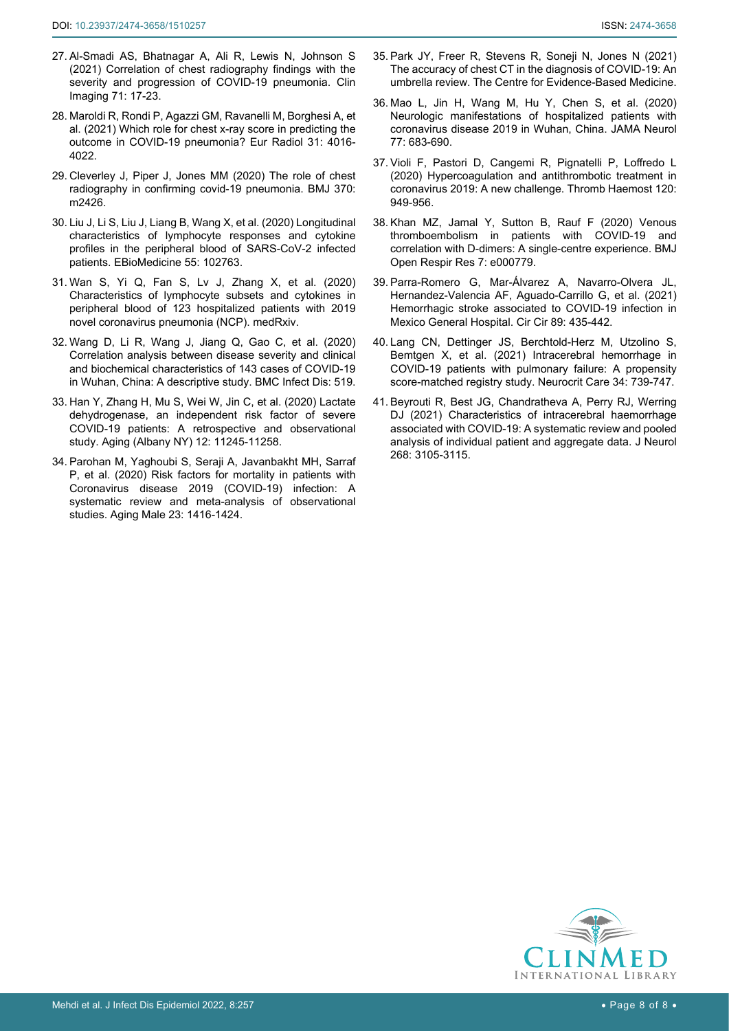27. Al-Smadi AS, Bhatnagar A, Ali R, Lewis N, Johnson S (2021) Correlation of chest radiography findings with the severity and progression of COVID-19 pneumonia. Clin Imaging 71: 17-23.
28. Maroldi R, Rondi P, Agazzi GM, Ravanelli M, Borghesi A, et al. (2021) Which role for chest x-ray score in predicting the outcome in COVID-19 pneumonia? Eur Radiol 31: 4016-4022.
29. Cleverley J, Piper J, Jones MM (2020) The role of chest radiography in confirming covid-19 pneumonia. BMJ 370: m2426.
30. Liu J, Li S, Liu J, Liang B, Wang X, et al. (2020) Longitudinal characteristics of lymphocyte responses and cytokine profiles in the peripheral blood of SARS-CoV-2 infected patients. EBioMedicine 55: 102763.
31. Wan S, Yi Q, Fan S, Lv J, Zhang X, et al. (2020) Characteristics of lymphocyte subsets and cytokines in peripheral blood of 123 hospitalized patients with 2019 novel coronavirus pneumonia (NCP). medRxiv.
32. Wang D, Li R, Wang J, Jiang Q, Gao C, et al. (2020) Correlation analysis between disease severity and clinical and biochemical characteristics of 143 cases of COVID-19 in Wuhan, China: A descriptive study. BMC Infect Dis: 519.
33. Han Y, Zhang H, Mu S, Wei W, Jin C, et al. (2020) Lactate dehydrogenase, an independent risk factor of severe COVID-19 patients: A retrospective and observational study. Aging (Albany NY) 12: 11245-11258.
34. Parohan M, Yaghoubi S, Seraji A, Javanbakht MH, Sarraf P, et al. (2020) Risk factors for mortality in patients with Coronavirus disease 2019 (COVID-19) infection: A systematic review and meta-analysis of observational studies. Aging Male 23: 1416-1424.
35. Park JY, Freer R, Stevens R, Soneji N, Jones N (2021) The accuracy of chest CT in the diagnosis of COVID-19: An umbrella review. The Centre for Evidence-Based Medicine.
36. Mao L, Jin H, Wang M, Hu Y, Chen S, et al. (2020) Neurologic manifestations of hospitalized patients with coronavirus disease 2019 in Wuhan, China. JAMA Neurol 77: 683-690.
37. Violi F, Pastori D, Cangemi R, Pignatelli P, Loffredo L (2020) Hypercoagulation and antithrombotic treatment in coronavirus 2019: A new challenge. Thromb Haemost 120: 949-956.
38. Khan MZ, Jamal Y, Sutton B, Rauf F (2020) Venous thromboembolism in patients with COVID-19 and correlation with D-dimers: A single-centre experience. BMJ Open Respir Res 7: e000779.
39. Parra-Romero G, Mar-Álvarez A, Navarro-Olvera JL, Hernandez-Valencia AF, Aguado-Carrillo G, et al. (2021) Hemorrhagic stroke associated to COVID-19 infection in Mexico General Hospital. Cir Cir 89: 435-442.
40. Lang CN, Dettinger JS, Berchtold-Herz M, Utzolino S, Bemtgen X, et al. (2021) Intracerebral hemorrhage in COVID-19 patients with pulmonary failure: A propensity score-matched registry study. Neurocrit Care 34: 739-747.
41. Beyrouti R, Best JG, Chandratheva A, Perry RJ, Werring DJ (2021) Characteristics of intracerebral haemorrhage associated with COVID-19: A systematic review and pooled analysis of individual patient and aggregate data. J Neurol 268: 3105-3115.